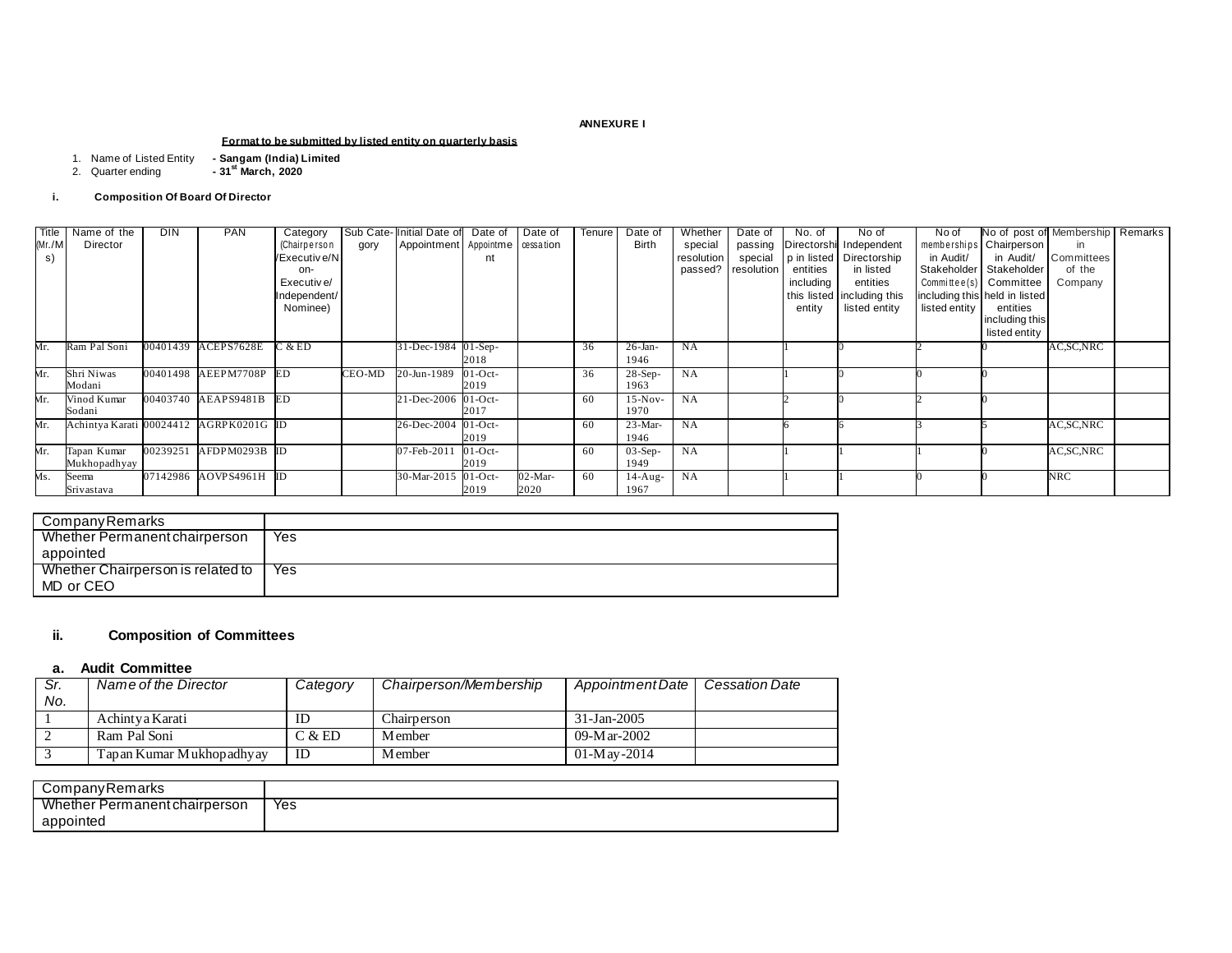**ANNEXURE I**

**Format to be submitted by listed entity on quarterly basis**

1. Name of Listed Entity **- Sangam (India) Limited**
2. Quarter ending **- 31st March, 2020**

**i. Composition Of Board Of Director**

| Title (Mr./Ms) | Name of the Director | DIN | PAN | Category (Chairperson/Executive/Non-Executive/Independent/Nominee) | Sub Category | Initial Date of Appointment | Date of Appointment | Date of cessation | Tenure | Date of Birth | Whether special resolution passed? | Date of passing special resolution | No. of Directorship in listed entities including this listed entity | No of Independent Directorship in listed entities including this listed entity | No of memberships in Audit/ Stakeholder Committee(s) including this listed entity | No of post of Chairperson in Audit/ Stakeholder Committee held in listed entities including this listed entity | Membership in Committees of the Company | Remarks |
|---|---|---|---|---|---|---|---|---|---|---|---|---|---|---|---|---|---|---|
| Mr. | Ram Pal Soni | 00401439 | ACEPS7628E | C & ED | | 31-Dec-1984 | 01-Sep-2018 | | 36 | 26-Jan-1946 | NA | | 1 | 0 | 2 | 0 | AC,SC,NRC | |
| Mr. | Shri Niwas Modani | 00401498 | AEEPM7708P | ED | CEO-MD | 20-Jun-1989 | 01-Oct-2019 | | 36 | 28-Sep-1963 | NA | | 1 | 0 | 0 | 0 | | |
| Mr. | Vinod Kumar Sodani | 00403740 | AEAPS9481B | ED | | 21-Dec-2006 | 01-Oct-2017 | | 60 | 15-Nov-1970 | NA | | 2 | 0 | 2 | 0 | | |
| Mr. | Achintya Karati | 00024412 | AGRPK0201G | ID | | 26-Dec-2004 | 01-Oct-2019 | | 60 | 23-Mar-1946 | NA | | 6 | 6 | 3 | 5 | AC,SC,NRC | |
| Mr. | Tapan Kumar Mukhopadhyay | 00239251 | AFDPM0293B | ID | | 07-Feb-2011 | 01-Oct-2019 | | 60 | 03-Sep-1949 | NA | | 1 | 1 | 1 | 0 | AC,SC,NRC | |
| Ms. | Seema Srivastava | 07142986 | AOVPS4961H | ID | | 30-Mar-2015 | 01-Oct-2019 | 02-Mar-2020 | 60 | 14-Aug-1967 | NA | | 1 | 1 | 0 | 0 | NRC | |

| Company Remarks | |
|---|---|
| Whether Permanent chairperson appointed | Yes |
| Whether Chairperson is related to MD or CEO | Yes |

**ii. Composition of Committees**

**a. Audit Committee**

| *Sr. No.* | *Name of the Director* | *Category* | *Chairperson/Membership* | *Appointment Date* | *Cessation Date* |
|---|---|---|---|---|---|
| 1 | Achintya Karati | ID | Chairperson | 31-Jan-2005 | |
| 2 | Ram Pal Soni | C & ED | Member | 09-Mar-2002 | |
| 3 | Tapan Kumar Mukhopadhyay | ID | Member | 01-May-2014 | |

| Company Remarks | |
|---|---|
| Whether Permanent chairperson appointed | Yes |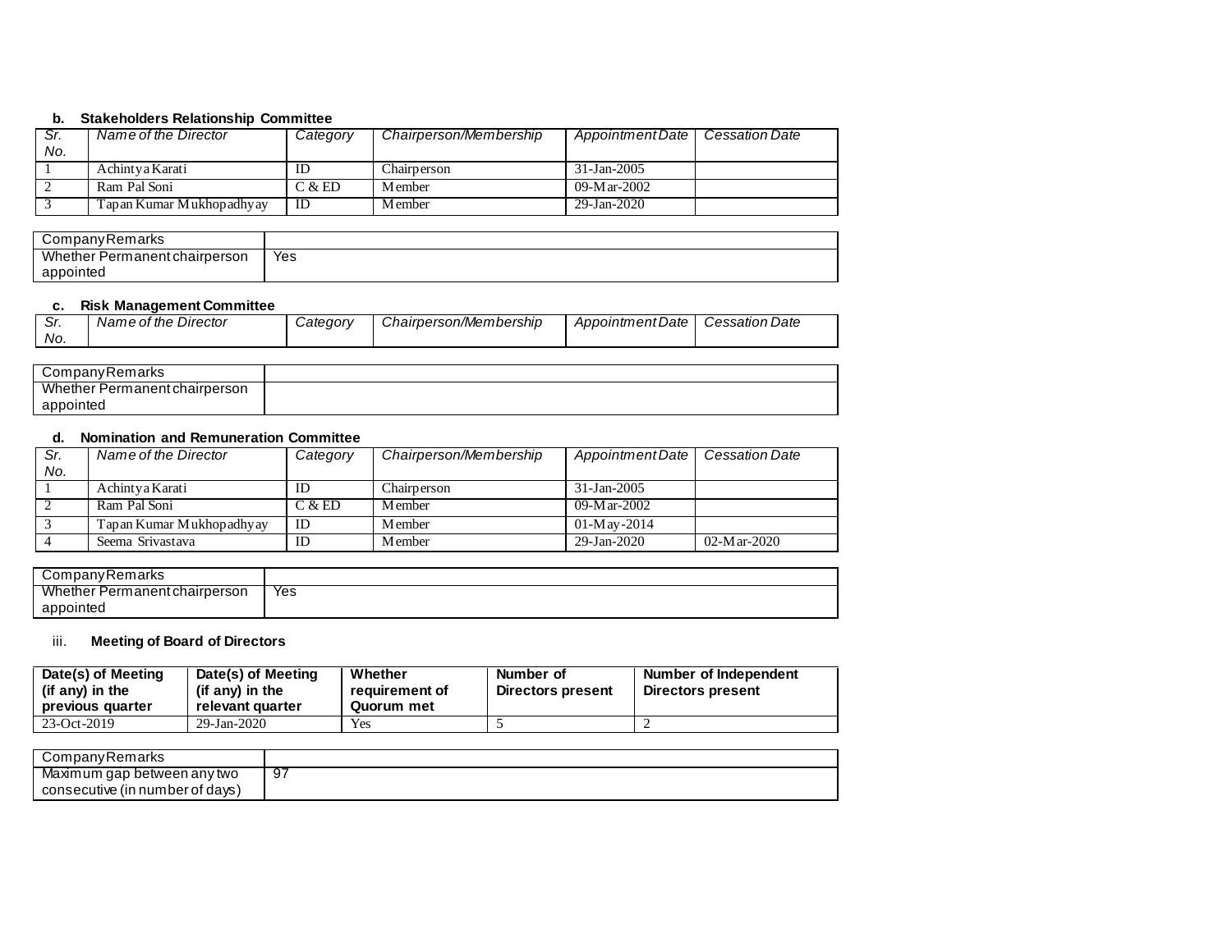**b. Stakeholders Relationship Committee**

| Sr. No. | Name of the Director | Category | Chairperson/Membership | Appointment Date | Cessation Date |
|---|---|---|---|---|---|
| 1 | Achintya Karati | ID | Chairperson | 31-Jan-2005 | |
| 2 | Ram Pal Soni | C & ED | Member | 09-Mar-2002 | |
| 3 | Tapan Kumar Mukhopadhyay | ID | Member | 29-Jan-2020 | |

| Company Remarks | |
|---|---|
| Whether Permanent chairperson appointed | Yes |

**c. Risk Management Committee**

| Sr. No. | Name of the Director | Category | Chairperson/Membership | Appointment Date | Cessation Date |
|---|---|---|---|---|---|

| Company Remarks | |
|---|---|
| Whether Permanent chairperson appointed | |

**d. Nomination and Remuneration Committee**

| Sr. No. | Name of the Director | Category | Chairperson/Membership | Appointment Date | Cessation Date |
|---|---|---|---|---|---|
| 1 | Achintya Karati | ID | Chairperson | 31-Jan-2005 | |
| 2 | Ram Pal Soni | C & ED | Member | 09-Mar-2002 | |
| 3 | Tapan Kumar Mukhopadhyay | ID | Member | 01-May-2014 | |
| 4 | Seema Srivastava | ID | Member | 29-Jan-2020 | 02-Mar-2020 |

| Company Remarks | |
|---|---|
| Whether Permanent chairperson appointed | Yes |

iii. **Meeting of Board of Directors**

| Date(s) of Meeting (if any) in the previous quarter | Date(s) of Meeting (if any) in the relevant quarter | Whether requirement of Quorum met | Number of Directors present | Number of Independent Directors present |
|---|---|---|---|---|
| 23-Oct-2019 | 29-Jan-2020 | Yes | 5 | 2 |

| Company Remarks | |
|---|---|
| Maximum gap between any two consecutive (in number of days) | 97 |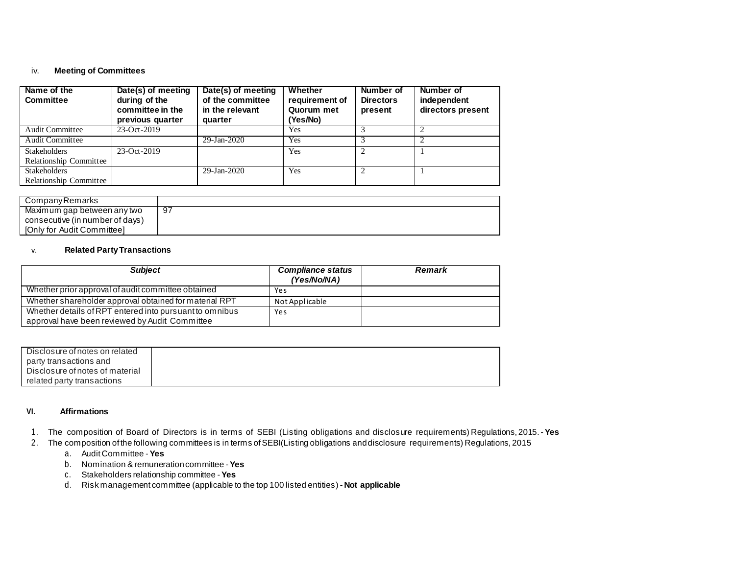iv. **Meeting of Committees**

| Name of the Committee | Date(s) of meeting during of the committee in the previous quarter | Date(s) of meeting of the committee in the relevant quarter | Whether requirement of Quorum met (Yes/No) | Number of Directors present | Number of independent directors present |
|---|---|---|---|---|---|
| Audit Committee | 23-Oct-2019 | | Yes | 3 | 2 |
| Audit Committee | | 29-Jan-2020 | Yes | 3 | 2 |
| Stakeholders Relationship Committee | 23-Oct-2019 | | Yes | 2 | 1 |
| Stakeholders Relationship Committee | | 29-Jan-2020 | Yes | 2 | 1 |

| Company Remarks | |
|---|---|
| Maximum gap between any two consecutive (in number of days) [Only for Audit Committee] | 97 |

v. **Related Party Transactions**

| *Subject* | *Compliance status (Yes/No/NA)* | *Remark* |
|---|---|---|
| Whether prior approval of audit committee obtained | Yes | |
| Whether shareholder approval obtained for material RPT | Not Applicable | |
| Whether details of RPT entered into pursuant to omnibus approval have been reviewed by Audit Committee | Yes | |

| | |
|---|---|
| Disclosure of notes on related party transactions and Disclosure of notes of material related party transactions | |

**VI. Affirmations**

1. The composition of Board of Directors is in terms of SEBI (Listing obligations and disclosure requirements) Regulations, 2015. - **Yes**
2. The composition of the following committees is in terms of SEBI(Listing obligations and disclosure requirements) Regulations, 2015
   a. Audit Committee - **Yes**
   b. Nomination & remuneration committee - **Yes**
   c. Stakeholders relationship committee - **Yes**
   d. Risk management committee (applicable to the top 100 listed entities) **- Not applicable**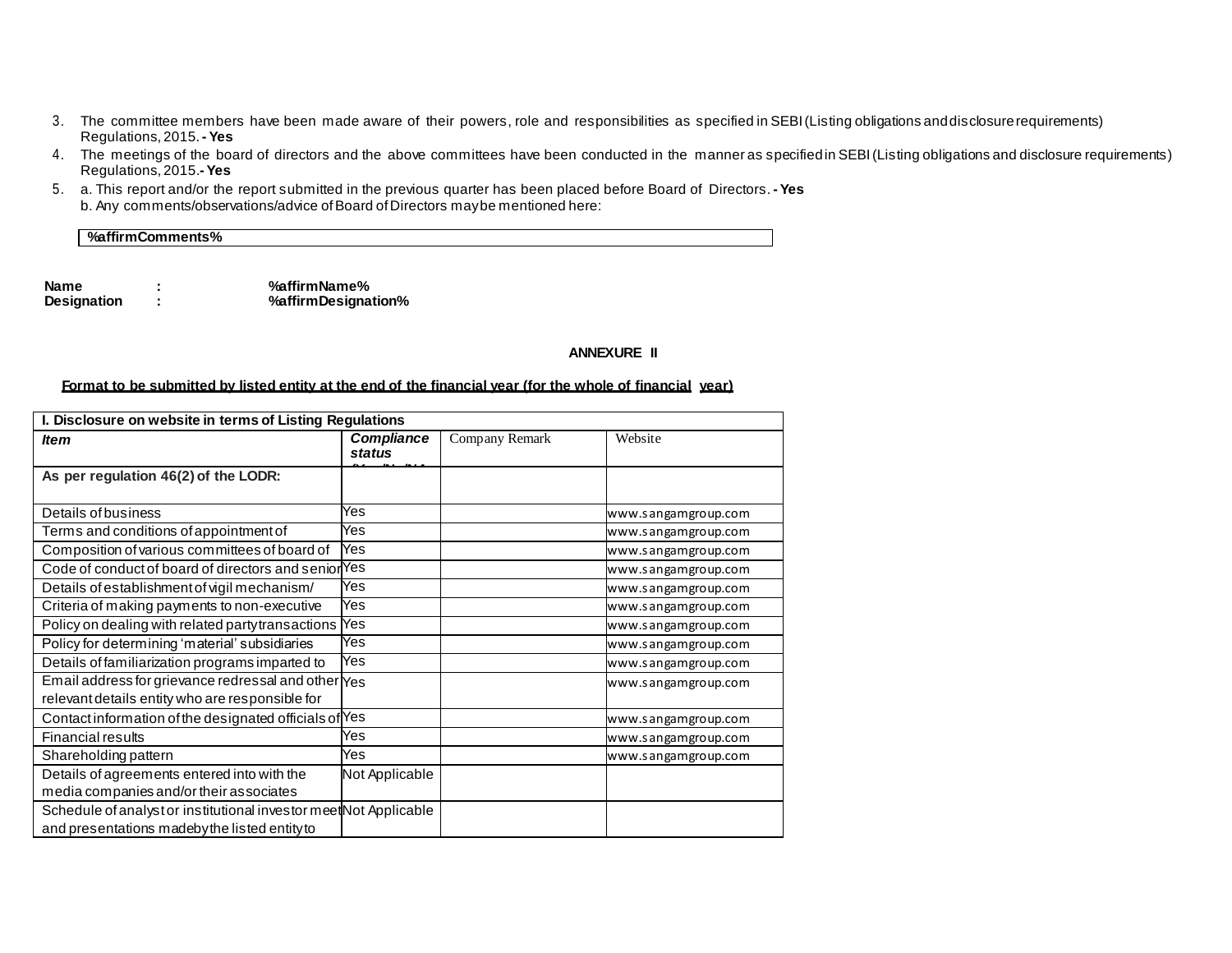3. The committee members have been made aware of their powers, role and responsibilities as specified in SEBI (Listing obligations and disclosure requirements) Regulations, 2015. **- Yes**
4. The meetings of the board of directors and the above committees have been conducted in the manner as specified in SEBI (Listing obligations and disclosure requirements) Regulations, 2015.**- Yes**
5. a. This report and/or the report submitted in the previous quarter has been placed before Board of Directors. **- Yes**
   b. Any comments/observations/advice of Board of Directors may be mentioned here:

| **%affirmComments%** |
|---|

| | | |
|---|---|---|
| **Name** | **:** | **%affirmName%** |
| **Designation** | **:** | **%affirmDesignation%** |

**ANNEXURE II**

**Format to be submitted by listed entity at the end of the financial year (for the whole of financial year)**

| **I. Disclosure on website in terms of Listing Regulations** | | | |
|---|---|---|---|
| ***Item*** | ***Compliance status (Yes/No/NA)*** | Company Remark | Website |
| **As per regulation 46(2) of the LODR:** | | | |
| Details of business | Yes | | www.sangamgroup.com |
| Terms and conditions of appointment of | Yes | | www.sangamgroup.com |
| Composition of various committees of board of | Yes | | www.sangamgroup.com |
| Code of conduct of board of directors and senior | Yes | | www.sangamgroup.com |
| Details of establishment of vigil mechanism/ | Yes | | www.sangamgroup.com |
| Criteria of making payments to non-executive | Yes | | www.sangamgroup.com |
| Policy on dealing with related party transactions | Yes | | www.sangamgroup.com |
| Policy for determining 'material' subsidiaries | Yes | | www.sangamgroup.com |
| Details of familiarization programs imparted to | Yes | | www.sangamgroup.com |
| Email address for grievance redressal and other relevant details entity who are responsible for | Yes | | www.sangamgroup.com |
| Contact information of the designated officials of | Yes | | www.sangamgroup.com |
| Financial results | Yes | | www.sangamgroup.com |
| Shareholding pattern | Yes | | www.sangamgroup.com |
| Details of agreements entered into with the media companies and/or their associates | Not Applicable | | |
| Schedule of analyst or institutional investor meet and presentations made by the listed entity to | Not Applicable | | |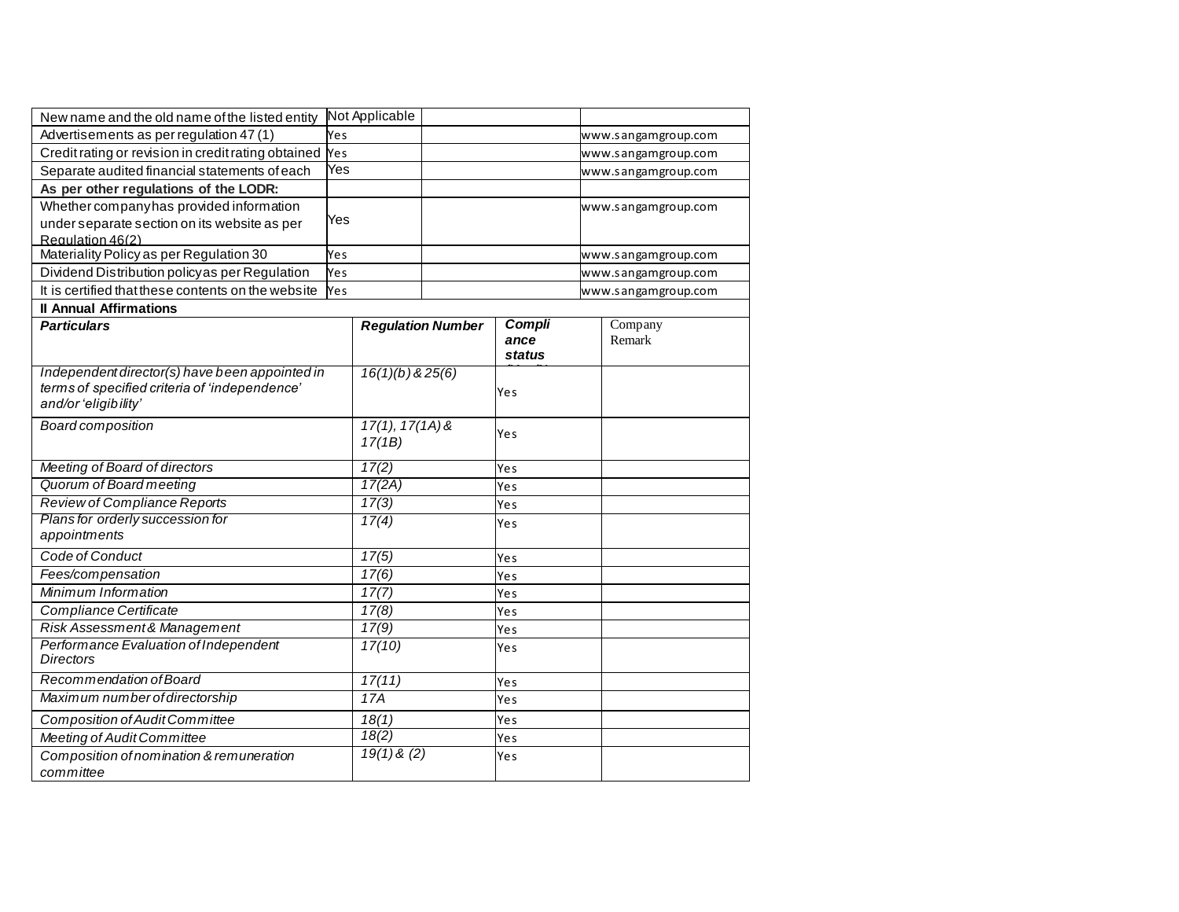| | | | |
|---|---|---|---|
| New name and the old name of the listed entity | Not Applicable | | |
| Advertisements as per regulation 47 (1) | Yes | | www.sangamgroup.com |
| Credit rating or revision in credit rating obtained | Yes | | www.sangamgroup.com |
| Separate audited financial statements of each | Yes | | www.sangamgroup.com |
| **As per other regulations of the LODR:** | | | |
| Whether company has provided information under separate section on its website as per Regulation 46(2) | Yes | | www.sangamgroup.com |
| Materiality Policy as per Regulation 30 | Yes | | www.sangamgroup.com |
| Dividend Distribution policy as per Regulation | Yes | | www.sangamgroup.com |
| It is certified that these contents on the website | Yes | | www.sangamgroup.com |

**II Annual Affirmations**

| ***Particulars*** | ***Regulation Number*** | ***Compliance status*** | Company Remark |
|---|---|---|---|
| *Independent director(s) have been appointed in terms of specified criteria of 'independence' and/or 'eligibility'* | *16(1)(b) & 25(6)* | Yes | |
| *Board composition* | *17(1), 17(1A) & 17(1B)* | Yes | |
| *Meeting of Board of directors* | *17(2)* | Yes | |
| *Quorum of Board meeting* | *17(2A)* | Yes | |
| *Review of Compliance Reports* | *17(3)* | Yes | |
| *Plans for orderly succession for appointments* | *17(4)* | Yes | |
| *Code of Conduct* | *17(5)* | Yes | |
| *Fees/compensation* | *17(6)* | Yes | |
| *Minimum Information* | *17(7)* | Yes | |
| *Compliance Certificate* | *17(8)* | Yes | |
| *Risk Assessment & Management* | *17(9)* | Yes | |
| *Performance Evaluation of Independent Directors* | *17(10)* | Yes | |
| *Recommendation of Board* | *17(11)* | Yes | |
| *Maximum number of directorship* | *17A* | Yes | |
| *Composition of Audit Committee* | *18(1)* | Yes | |
| *Meeting of Audit Committee* | *18(2)* | Yes | |
| *Composition of nomination & remuneration committee* | *19(1) & (2)* | Yes | |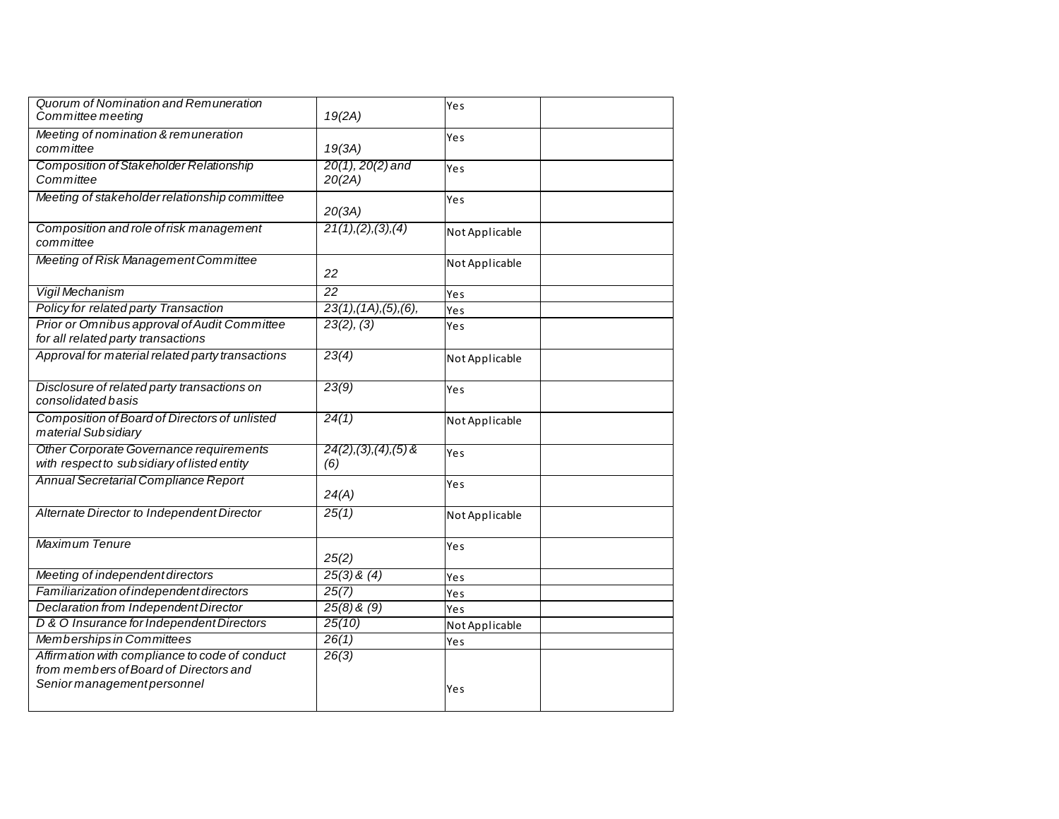| | | | |
|---|---|---|---|
| *Quorum of Nomination and Remuneration Committee meeting* | *19(2A)* | Yes | |
| *Meeting of nomination & remuneration committee* | *19(3A)* | Yes | |
| *Composition of Stakeholder Relationship Committee* | *20(1), 20(2) and 20(2A)* | Yes | |
| *Meeting of stakeholder relationship committee* | *20(3A)* | Yes | |
| *Composition and role of risk management committee* | *21(1),(2),(3),(4)* | Not Applicable | |
| *Meeting of Risk Management Committee* | *22* | Not Applicable | |
| *Vigil Mechanism* | *22* | Yes | |
| *Policy for related party Transaction* | *23(1),(1A),(5),(6),* | Yes | |
| *Prior or Omnibus approval of Audit Committee for all related party transactions* | *23(2), (3)* | Yes | |
| *Approval for material related party transactions* | *23(4)* | Not Applicable | |
| *Disclosure of related party transactions on consolidated basis* | *23(9)* | Yes | |
| *Composition of Board of Directors of unlisted material Subsidiary* | *24(1)* | Not Applicable | |
| *Other Corporate Governance requirements with respect to subsidiary of listed entity* | *24(2),(3),(4),(5) & (6)* | Yes | |
| *Annual Secretarial Compliance Report* | *24(A)* | Yes | |
| *Alternate Director to Independent Director* | *25(1)* | Not Applicable | |
| *Maximum Tenure* | *25(2)* | Yes | |
| *Meeting of independent directors* | *25(3) & (4)* | Yes | |
| *Familiarization of independent directors* | *25(7)* | Yes | |
| *Declaration from Independent Director* | *25(8) & (9)* | Yes | |
| *D & O Insurance for Independent Directors* | *25(10)* | Not Applicable | |
| *Memberships in Committees* | *26(1)* | Yes | |
| *Affirmation with compliance to code of conduct from members of Board of Directors and Senior management personnel* | *26(3)* | Yes | |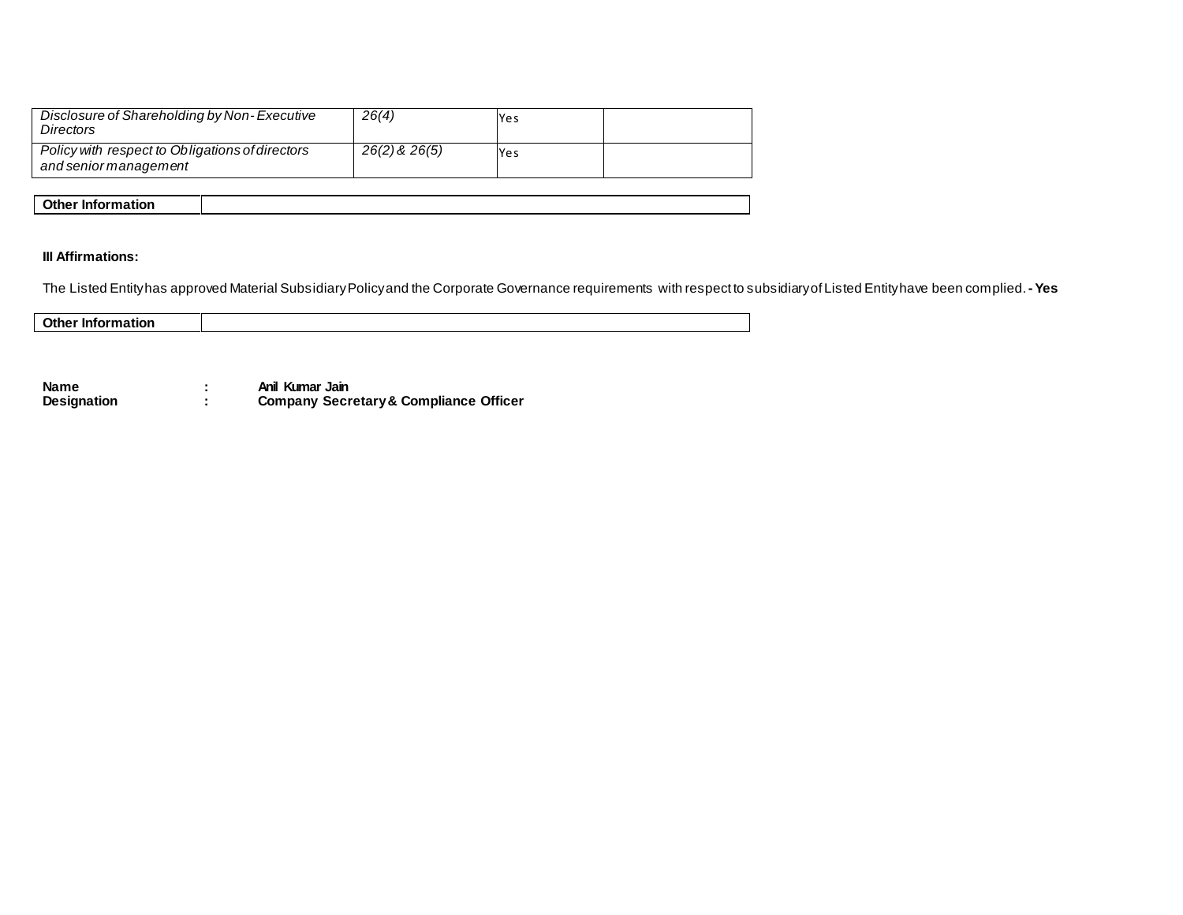| | | | |
|---|---|---|---|
| *Disclosure of Shareholding by Non-Executive Directors* | *26(4)* | Yes | |
| *Policy with respect to Obligations of directors and senior management* | *26(2) & 26(5)* | Yes | |

| | |
|---|---|
| **Other Information** | |

**III Affirmations:**

The Listed Entity has approved Material Subsidiary Policy and the Corporate Governance requirements with respect to subsidiary of Listed Entity have been complied. **- Yes**

| | |
|---|---|
| **Other Information** | |

**Name** : **Anil Kumar Jain**
**Designation** : **Company Secretary & Compliance Officer**